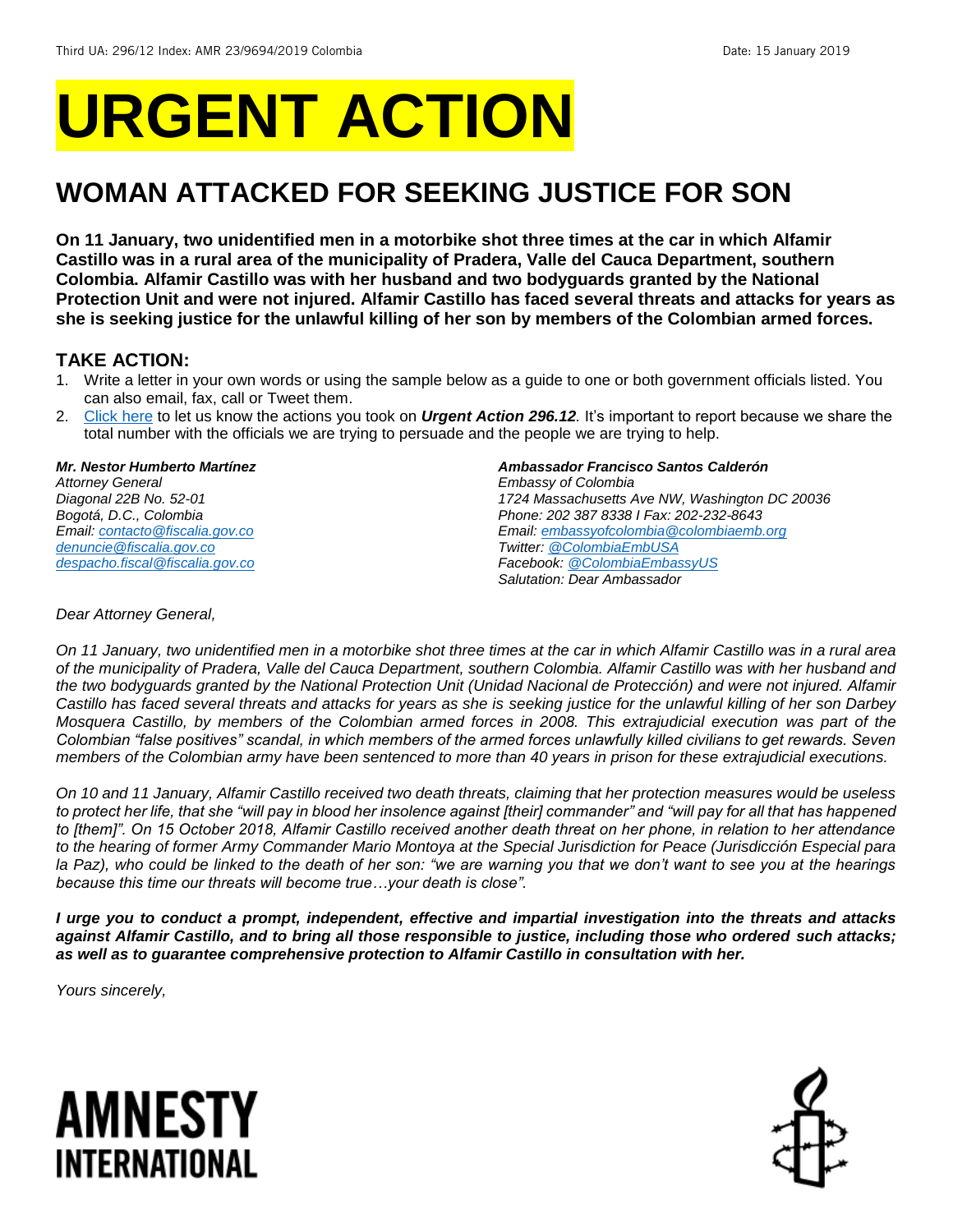# URGENT ACTION

## WOMAN ATTACKED FOR SEEKING JUSTICE FOR SON

**On 11 January, two unidentified men in a motorbike shot three times at the car in which Alfamir Castillo was in a rural area of the municipality of Pradera, Valle del Cauca Department, southern Colombia. Alfamir Castillo was with her husband and two bodyguards granted by the National Protection Unit and were not injured. Alfamir Castillo has faced several threats and attacks for years as she is seeking justice for the unlawful killing of her son by members of the Colombian armed forces.**

### TAKE ACTION:

1. Write a letter in your own words or using the sample below as a guide to one or both government officials listed. You can also email, fax, call or Tweet them.
2. Click here to let us know the actions you took on ***Urgent Action 296.12****.* It's important to report because we share the total number with the officials we are trying to persuade and the people we are trying to help.

***Mr. Nestor Humberto Martínez***
*Attorney General*
*Diagonal 22B No. 52-01*
*Bogotá, D.C., Colombia*
*Email: contacto@fiscalia.gov.co*
*denuncie@fiscalia.gov.co*
*despacho.fiscal@fiscalia.gov.co*

***Ambassador Francisco Santos Calderón***
*Embassy of Colombia*
*1724 Massachusetts Ave NW, Washington DC 20036*
*Phone: 202 387 8338 I Fax: 202-232-8643*
*Email: embassyofcolombia@colombiaemb.org*
*Twitter: @ColombiaEmbUSA*
*Facebook: @ColombiaEmbassyUS*
*Salutation: Dear Ambassador*

*Dear Attorney General,*

*On 11 January, two unidentified men in a motorbike shot three times at the car in which Alfamir Castillo was in a rural area of the municipality of Pradera, Valle del Cauca Department, southern Colombia. Alfamir Castillo was with her husband and the two bodyguards granted by the National Protection Unit (Unidad Nacional de Protección) and were not injured. Alfamir Castillo has faced several threats and attacks for years as she is seeking justice for the unlawful killing of her son Darbey Mosquera Castillo, by members of the Colombian armed forces in 2008. This extrajudicial execution was part of the Colombian "false positives" scandal, in which members of the armed forces unlawfully killed civilians to get rewards. Seven members of the Colombian army have been sentenced to more than 40 years in prison for these extrajudicial executions.*

*On 10 and 11 January, Alfamir Castillo received two death threats, claiming that her protection measures would be useless to protect her life, that she "will pay in blood her insolence against [their] commander" and "will pay for all that has happened to [them]". On 15 October 2018, Alfamir Castillo received another death threat on her phone, in relation to her attendance to the hearing of former Army Commander Mario Montoya at the Special Jurisdiction for Peace (Jurisdicción Especial para la Paz), who could be linked to the death of her son: "we are warning you that we don't want to see you at the hearings because this time our threats will become true…your death is close".*

***I urge you to conduct a prompt, independent, effective and impartial investigation into the threats and attacks against Alfamir Castillo, and to bring all those responsible to justice, including those who ordered such attacks; as well as to guarantee comprehensive protection to Alfamir Castillo in consultation with her.***

*Yours sincerely,*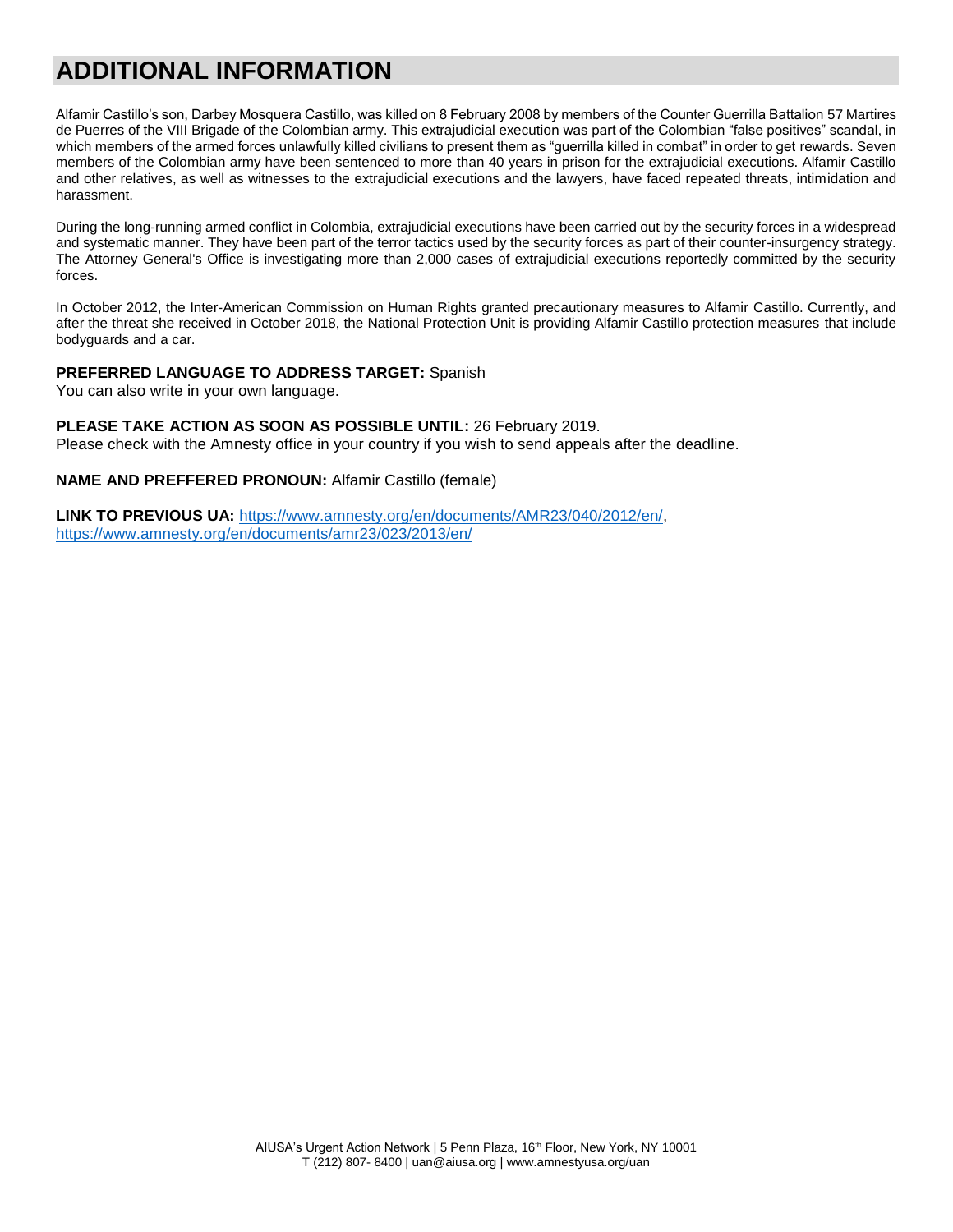# ADDITIONAL INFORMATION

Alfamir Castillo's son, Darbey Mosquera Castillo, was killed on 8 February 2008 by members of the Counter Guerrilla Battalion 57 Martires de Puerres of the VIII Brigade of the Colombian army. This extrajudicial execution was part of the Colombian "false positives" scandal, in which members of the armed forces unlawfully killed civilians to present them as "guerrilla killed in combat" in order to get rewards. Seven members of the Colombian army have been sentenced to more than 40 years in prison for the extrajudicial executions. Alfamir Castillo and other relatives, as well as witnesses to the extrajudicial executions and the lawyers, have faced repeated threats, intimidation and harassment.

During the long-running armed conflict in Colombia, extrajudicial executions have been carried out by the security forces in a widespread and systematic manner. They have been part of the terror tactics used by the security forces as part of their counter-insurgency strategy. The Attorney General's Office is investigating more than 2,000 cases of extrajudicial executions reportedly committed by the security forces.

In October 2012, the Inter-American Commission on Human Rights granted precautionary measures to Alfamir Castillo. Currently, and after the threat she received in October 2018, the National Protection Unit is providing Alfamir Castillo protection measures that include bodyguards and a car.

**PREFERRED LANGUAGE TO ADDRESS TARGET:** Spanish
You can also write in your own language.

**PLEASE TAKE ACTION AS SOON AS POSSIBLE UNTIL:** 26 February 2019.
Please check with the Amnesty office in your country if you wish to send appeals after the deadline.

**NAME AND PREFFERED PRONOUN:** Alfamir Castillo (female)

**LINK TO PREVIOUS UA:** https://www.amnesty.org/en/documents/AMR23/040/2012/en/, https://www.amnesty.org/en/documents/amr23/023/2013/en/

AIUSA's Urgent Action Network | 5 Penn Plaza, 16th Floor, New York, NY 10001
T (212) 807- 8400 | uan@aiusa.org | www.amnestyusa.org/uan